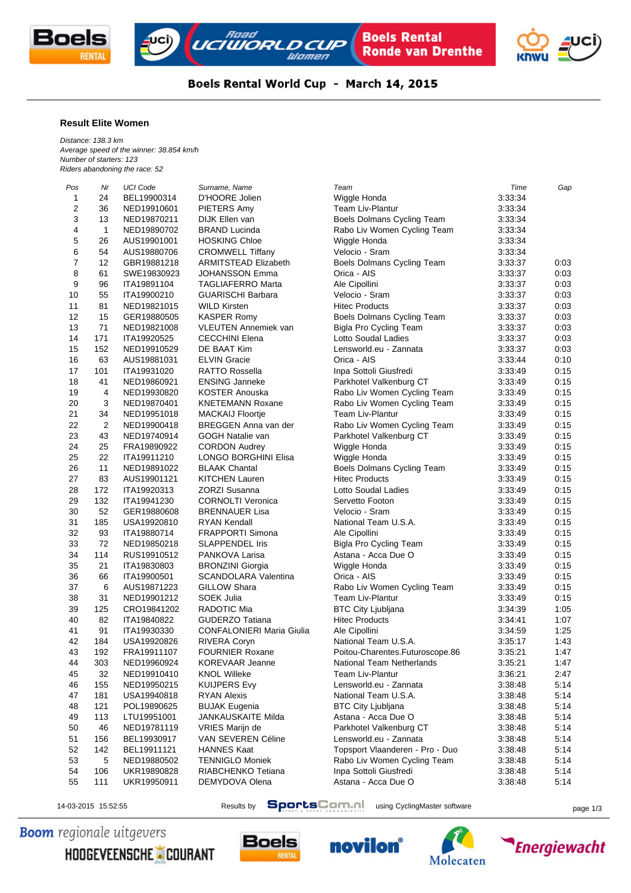# Boels Rental World Cup - March 14, 2015

## Result Elite Women

*Distance: 138.3 km*
*Average speed of the winner: 38.854 km/h*
*Number of starters: 123*
*Riders abandoning the race: 52*

| Pos | Nr | UCI Code | Surname, Name | Team | Time | Gap |
|---|---|---|---|---|---|---|
| 1 | 24 | BEL19900314 | D'HOORE Jolien | Wiggle Honda | 3:33:34 | |
| 2 | 36 | NED19910601 | PIETERS Amy | Team Liv-Plantur | 3:33:34 | |
| 3 | 13 | NED19870211 | DIJK Ellen van | Boels Dolmans Cycling Team | 3:33:34 | |
| 4 | 1 | NED19890702 | BRAND Lucinda | Rabo Liv Women Cycling Team | 3:33:34 | |
| 5 | 26 | AUS19901001 | HOSKING Chloe | Wiggle Honda | 3:33:34 | |
| 6 | 54 | AUS19880706 | CROMWELL Tiffany | Velocio - Sram | 3:33:34 | |
| 7 | 12 | GBR19881218 | ARMITSTEAD Elizabeth | Boels Dolmans Cycling Team | 3:33:37 | 0:03 |
| 8 | 61 | SWE19830923 | JOHANSSON Emma | Orica - AIS | 3:33:37 | 0:03 |
| 9 | 96 | ITA19891104 | TAGLIAFERRO Marta | Ale Cipollini | 3:33:37 | 0:03 |
| 10 | 55 | ITA19900210 | GUARISCHI Barbara | Velocio - Sram | 3:33:37 | 0:03 |
| 11 | 81 | NED19821015 | WILD Kirsten | Hitec Products | 3:33:37 | 0:03 |
| 12 | 15 | GER19880505 | KASPER Romy | Boels Dolmans Cycling Team | 3:33:37 | 0:03 |
| 13 | 71 | NED19821008 | VLEUTEN Annemiek van | Bigla Pro Cycling Team | 3:33:37 | 0:03 |
| 14 | 171 | ITA19920525 | CECCHINI Elena | Lotto Soudal Ladies | 3:33:37 | 0:03 |
| 15 | 152 | NED19910529 | DE BAAT Kim | Lensworld.eu - Zannata | 3:33:37 | 0:03 |
| 16 | 63 | AUS19881031 | ELVIN Gracie | Orica - AIS | 3:33:44 | 0:10 |
| 17 | 101 | ITA19931020 | RATTO Rossella | Inpa Sottoli Giusfredi | 3:33:49 | 0:15 |
| 18 | 41 | NED19860921 | ENSING Janneke | Parkhotel Valkenburg CT | 3:33:49 | 0:15 |
| 19 | 4 | NED19930820 | KOSTER Anouska | Rabo Liv Women Cycling Team | 3:33:49 | 0:15 |
| 20 | 3 | NED19870401 | KNETEMANN Roxane | Rabo Liv Women Cycling Team | 3:33:49 | 0:15 |
| 21 | 34 | NED19951018 | MACKAIJ Floortje | Team Liv-Plantur | 3:33:49 | 0:15 |
| 22 | 2 | NED19900418 | BREGGEN Anna van der | Rabo Liv Women Cycling Team | 3:33:49 | 0:15 |
| 23 | 43 | NED19740914 | GOGH Natalie van | Parkhotel Valkenburg CT | 3:33:49 | 0:15 |
| 24 | 25 | FRA19890922 | CORDON Audrey | Wiggle Honda | 3:33:49 | 0:15 |
| 25 | 22 | ITA19911210 | LONGO BORGHINI Elisa | Wiggle Honda | 3:33:49 | 0:15 |
| 26 | 11 | NED19891022 | BLAAK Chantal | Boels Dolmans Cycling Team | 3:33:49 | 0:15 |
| 27 | 83 | AUS19901121 | KITCHEN Lauren | Hitec Products | 3:33:49 | 0:15 |
| 28 | 172 | ITA19920313 | ZORZI Susanna | Lotto Soudal Ladies | 3:33:49 | 0:15 |
| 29 | 132 | ITA19941230 | CORNOLTI Veronica | Servetto Footon | 3:33:49 | 0:15 |
| 30 | 52 | GER19880608 | BRENNAUER Lisa | Velocio - Sram | 3:33:49 | 0:15 |
| 31 | 185 | USA19920810 | RYAN Kendall | National Team U.S.A. | 3:33:49 | 0:15 |
| 32 | 93 | ITA19880714 | FRAPPORTI Simona | Ale Cipollini | 3:33:49 | 0:15 |
| 33 | 72 | NED19850218 | SLAPPENDEL Iris | Bigla Pro Cycling Team | 3:33:49 | 0:15 |
| 34 | 114 | RUS19910512 | PANKOVA Larisa | Astana - Acca Due O | 3:33:49 | 0:15 |
| 35 | 21 | ITA19830803 | BRONZINI Giorgia | Wiggle Honda | 3:33:49 | 0:15 |
| 36 | 66 | ITA19900501 | SCANDOLARA Valentina | Orica - AIS | 3:33:49 | 0:15 |
| 37 | 6 | AUS19871223 | GILLOW Shara | Rabo Liv Women Cycling Team | 3:33:49 | 0:15 |
| 38 | 31 | NED19901212 | SOEK Julia | Team Liv-Plantur | 3:33:49 | 0:15 |
| 39 | 125 | CRO19841202 | RADOTIC Mia | BTC City Ljubljana | 3:34:39 | 1:05 |
| 40 | 82 | ITA19840822 | GUDERZO Tatiana | Hitec Products | 3:34:41 | 1:07 |
| 41 | 91 | ITA19930330 | CONFALONIERI Maria Giulia | Ale Cipollini | 3:34:59 | 1:25 |
| 42 | 184 | USA19920826 | RIVERA Coryn | National Team U.S.A. | 3:35:17 | 1:43 |
| 43 | 192 | FRA19911107 | FOURNIER Roxane | Poitou-Charentes.Futuroscope.86 | 3:35:21 | 1:47 |
| 44 | 303 | NED19960924 | KOREVAAR Jeanne | National Team Netherlands | 3:35:21 | 1:47 |
| 45 | 32 | NED19910410 | KNOL Willeke | Team Liv-Plantur | 3:36:21 | 2:47 |
| 46 | 155 | NED19950215 | KUIJPERS Evy | Lensworld.eu - Zannata | 3:38:48 | 5:14 |
| 47 | 181 | USA19940818 | RYAN Alexis | National Team U.S.A. | 3:38:48 | 5:14 |
| 48 | 121 | POL19890625 | BUJAK Eugenia | BTC City Ljubljana | 3:38:48 | 5:14 |
| 49 | 113 | LTU19951001 | JANKAUSKAITE Milda | Astana - Acca Due O | 3:38:48 | 5:14 |
| 50 | 46 | NED19781119 | VRIES Marijn de | Parkhotel Valkenburg CT | 3:38:48 | 5:14 |
| 51 | 156 | BEL19930917 | VAN SEVEREN Céline | Lensworld.eu - Zannata | 3:38:48 | 5:14 |
| 52 | 142 | BEL19911121 | HANNES Kaat | Topsport Vlaanderen - Pro - Duo | 3:38:48 | 5:14 |
| 53 | 5 | NED19880502 | TENNIGLO Moniek | Rabo Liv Women Cycling Team | 3:38:48 | 5:14 |
| 54 | 106 | UKR19890828 | RIABCHENKO Tetiana | Inpa Sottoli Giusfredi | 3:38:48 | 5:14 |
| 55 | 111 | UKR19950911 | DEMYDOVA Olena | Astana - Acca Due O | 3:38:48 | 5:14 |

14-03-2015 15:52:55 — Results by SportsCom.nl using CyclingMaster software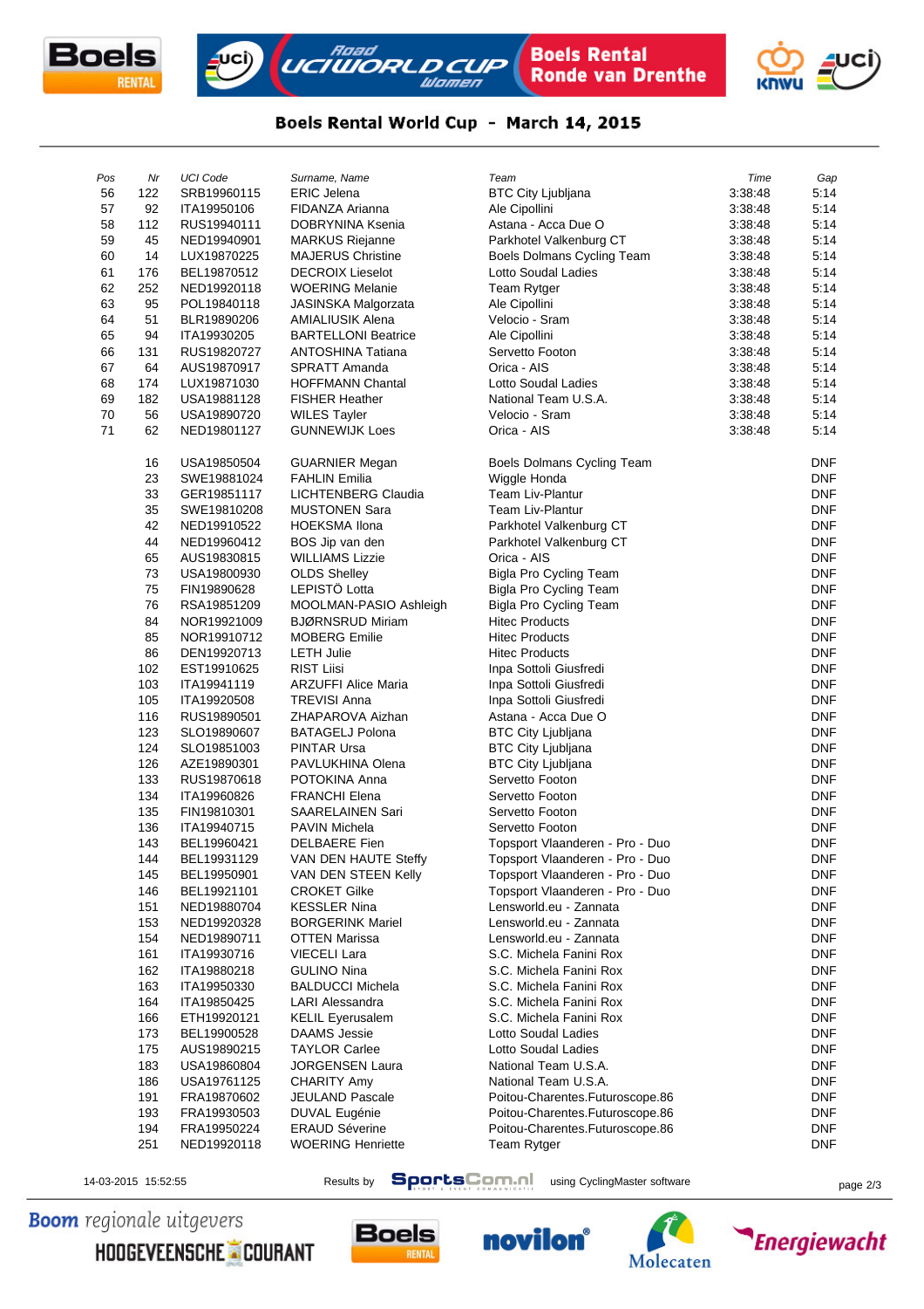## Boels Rental World Cup - March 14, 2015

| Pos | Nr | UCI Code | Surname, Name | Team | Time | Gap |
|---|---|---|---|---|---|---|
| 56 | 122 | SRB19960115 | ERIC Jelena | BTC City Ljubljana | 3:38:48 | 5:14 |
| 57 | 92 | ITA19950106 | FIDANZA Arianna | Ale Cipollini | 3:38:48 | 5:14 |
| 58 | 112 | RUS19940111 | DOBRYNINA Ksenia | Astana - Acca Due O | 3:38:48 | 5:14 |
| 59 | 45 | NED19940901 | MARKUS Riejanne | Parkhotel Valkenburg CT | 3:38:48 | 5:14 |
| 60 | 14 | LUX19870225 | MAJERUS Christine | Boels Dolmans Cycling Team | 3:38:48 | 5:14 |
| 61 | 176 | BEL19870512 | DECROIX Lieselot | Lotto Soudal Ladies | 3:38:48 | 5:14 |
| 62 | 252 | NED19920118 | WOERING Melanie | Team Rytger | 3:38:48 | 5:14 |
| 63 | 95 | POL19840118 | JASINSKA Malgorzata | Ale Cipollini | 3:38:48 | 5:14 |
| 64 | 51 | BLR19890206 | AMIALIUSIK Alena | Velocio - Sram | 3:38:48 | 5:14 |
| 65 | 94 | ITA19930205 | BARTELLONI Beatrice | Ale Cipollini | 3:38:48 | 5:14 |
| 66 | 131 | RUS19820727 | ANTOSHINA Tatiana | Servetto Footon | 3:38:48 | 5:14 |
| 67 | 64 | AUS19870917 | SPRATT Amanda | Orica - AIS | 3:38:48 | 5:14 |
| 68 | 174 | LUX19871030 | HOFFMANN Chantal | Lotto Soudal Ladies | 3:38:48 | 5:14 |
| 69 | 182 | USA19881128 | FISHER Heather | National Team U.S.A. | 3:38:48 | 5:14 |
| 70 | 56 | USA19890720 | WILES Tayler | Velocio - Sram | 3:38:48 | 5:14 |
| 71 | 62 | NED19801127 | GUNNEWIJK Loes | Orica - AIS | 3:38:48 | 5:14 |
| | 16 | USA19850504 | GUARNIER Megan | Boels Dolmans Cycling Team | | DNF |
| | 23 | SWE19881024 | FAHLIN Emilia | Wiggle Honda | | DNF |
| | 33 | GER19851117 | LICHTENBERG Claudia | Team Liv-Plantur | | DNF |
| | 35 | SWE19810208 | MUSTONEN Sara | Team Liv-Plantur | | DNF |
| | 42 | NED19910522 | HOEKSMA Ilona | Parkhotel Valkenburg CT | | DNF |
| | 44 | NED19960412 | BOS Jip van den | Parkhotel Valkenburg CT | | DNF |
| | 65 | AUS19830815 | WILLIAMS Lizzie | Orica - AIS | | DNF |
| | 73 | USA19800930 | OLDS Shelley | Bigla Pro Cycling Team | | DNF |
| | 75 | FIN19890628 | LEPISTÖ Lotta | Bigla Pro Cycling Team | | DNF |
| | 76 | RSA19851209 | MOOLMAN-PASIO Ashleigh | Bigla Pro Cycling Team | | DNF |
| | 84 | NOR19921009 | BJØRNSRUD Miriam | Hitec Products | | DNF |
| | 85 | NOR19910712 | MOBERG Emilie | Hitec Products | | DNF |
| | 86 | DEN19920713 | LETH Julie | Hitec Products | | DNF |
| | 102 | EST19910625 | RIST Liisi | Inpa Sottoli Giusfredi | | DNF |
| | 103 | ITA19941119 | ARZUFFI Alice Maria | Inpa Sottoli Giusfredi | | DNF |
| | 105 | ITA19920508 | TREVISI Anna | Inpa Sottoli Giusfredi | | DNF |
| | 116 | RUS19890501 | ZHAPAROVA Aizhan | Astana - Acca Due O | | DNF |
| | 123 | SLO19890607 | BATAGELJ Polona | BTC City Ljubljana | | DNF |
| | 124 | SLO19851003 | PINTAR Ursa | BTC City Ljubljana | | DNF |
| | 126 | AZE19890301 | PAVLUKHINA Olena | BTC City Ljubljana | | DNF |
| | 133 | RUS19870618 | POTOKINA Anna | Servetto Footon | | DNF |
| | 134 | ITA19960826 | FRANCHI Elena | Servetto Footon | | DNF |
| | 135 | FIN19810301 | SAARELAINEN Sari | Servetto Footon | | DNF |
| | 136 | ITA19940715 | PAVIN Michela | Servetto Footon | | DNF |
| | 143 | BEL19960421 | DELBAERE Fien | Topsport Vlaanderen - Pro - Duo | | DNF |
| | 144 | BEL19931129 | VAN DEN HAUTE Steffy | Topsport Vlaanderen - Pro - Duo | | DNF |
| | 145 | BEL19950901 | VAN DEN STEEN Kelly | Topsport Vlaanderen - Pro - Duo | | DNF |
| | 146 | BEL19921101 | CROKET Gilke | Topsport Vlaanderen - Pro - Duo | | DNF |
| | 151 | NED19880704 | KESSLER Nina | Lensworld.eu - Zannata | | DNF |
| | 153 | NED19920328 | BORGERINK Mariel | Lensworld.eu - Zannata | | DNF |
| | 154 | NED19890711 | OTTEN Marissa | Lensworld.eu - Zannata | | DNF |
| | 161 | ITA19930716 | VIECELI Lara | S.C. Michela Fanini Rox | | DNF |
| | 162 | ITA19880218 | GULINO Nina | S.C. Michela Fanini Rox | | DNF |
| | 163 | ITA19950330 | BALDUCCI Michela | S.C. Michela Fanini Rox | | DNF |
| | 164 | ITA19850425 | LARI Alessandra | S.C. Michela Fanini Rox | | DNF |
| | 166 | ETH19920121 | KELIL Eyerusalem | S.C. Michela Fanini Rox | | DNF |
| | 173 | BEL19900528 | DAAMS Jessie | Lotto Soudal Ladies | | DNF |
| | 175 | AUS19890215 | TAYLOR Carlee | Lotto Soudal Ladies | | DNF |
| | 183 | USA19860804 | JORGENSEN Laura | National Team U.S.A. | | DNF |
| | 186 | USA19761125 | CHARITY Amy | National Team U.S.A. | | DNF |
| | 191 | FRA19870602 | JEULAND Pascale | Poitou-Charentes.Futuroscope.86 | | DNF |
| | 193 | FRA19930503 | DUVAL Eugénie | Poitou-Charentes.Futuroscope.86 | | DNF |
| | 194 | FRA19950224 | ERAUD Séverine | Poitou-Charentes.Futuroscope.86 | | DNF |
| | 251 | NED19920118 | WOERING Henriette | Team Rytger | | DNF |

14-03-2015 15:52:55 Results by SportsCom.nl using CyclingMaster software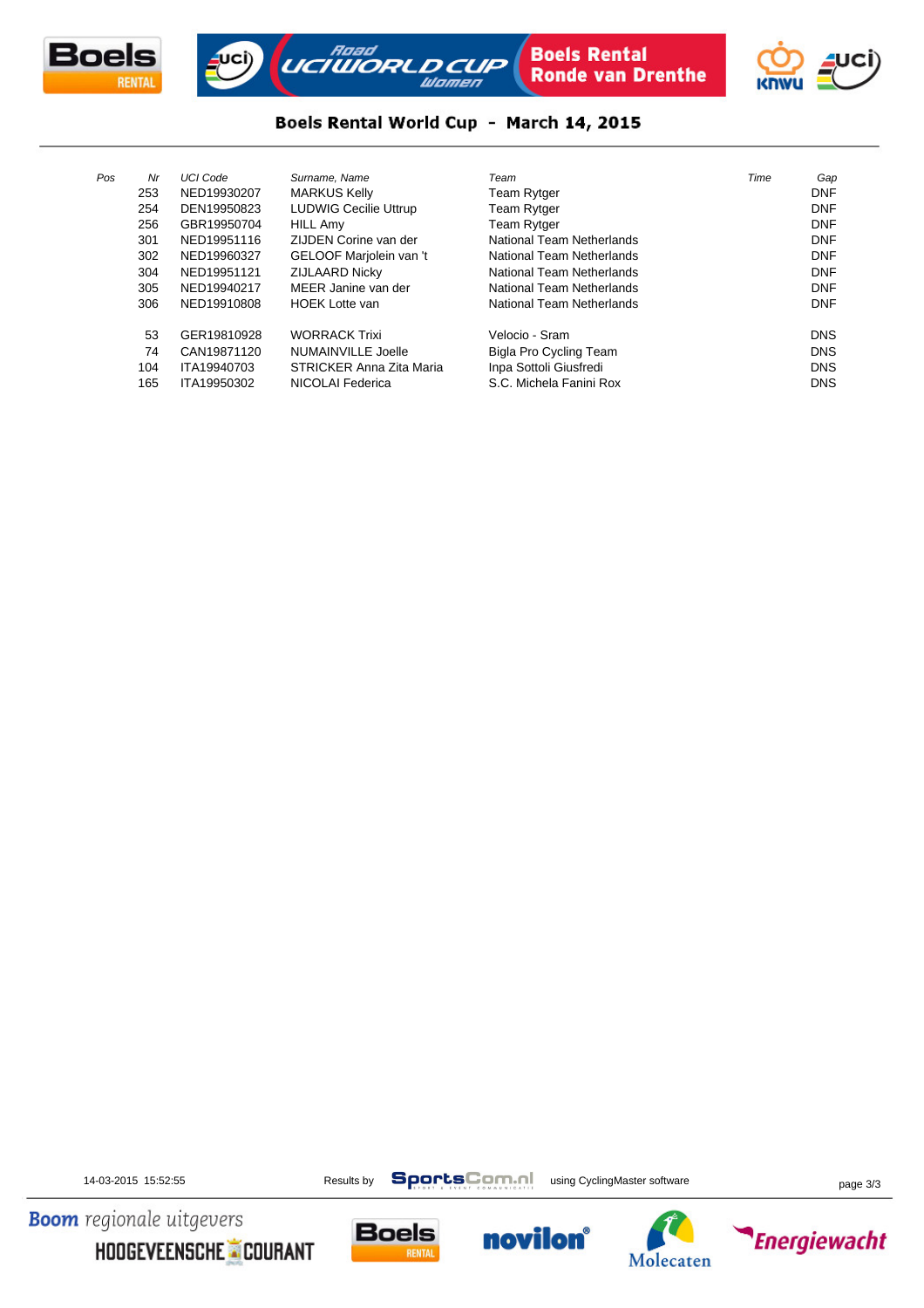## Boels Rental World Cup - March 14, 2015

| Pos | Nr | UCI Code | Surname, Name | Team | Time | Gap |
|---|---|---|---|---|---|---|
| | 253 | NED19930207 | MARKUS Kelly | Team Rytger | | DNF |
| | 254 | DEN19950823 | LUDWIG Cecilie Uttrup | Team Rytger | | DNF |
| | 256 | GBR19950704 | HILL Amy | Team Rytger | | DNF |
| | 301 | NED19951116 | ZIJDEN Corine van der | National Team Netherlands | | DNF |
| | 302 | NED19960327 | GELOOF Marjolein van 't | National Team Netherlands | | DNF |
| | 304 | NED19951121 | ZIJLAARD Nicky | National Team Netherlands | | DNF |
| | 305 | NED19940217 | MEER Janine van der | National Team Netherlands | | DNF |
| | 306 | NED19910808 | HOEK Lotte van | National Team Netherlands | | DNF |
| | 53 | GER19810928 | WORRACK Trixi | Velocio - Sram | | DNS |
| | 74 | CAN19871120 | NUMAINVILLE Joelle | Bigla Pro Cycling Team | | DNS |
| | 104 | ITA19940703 | STRICKER Anna Zita Maria | Inpa Sottoli Giusfredi | | DNS |
| | 165 | ITA19950302 | NICOLAI Federica | S.C. Michela Fanini Rox | | DNS |

14-03-2015 15:52:55 Results by SportsCom.nl using CyclingMaster software